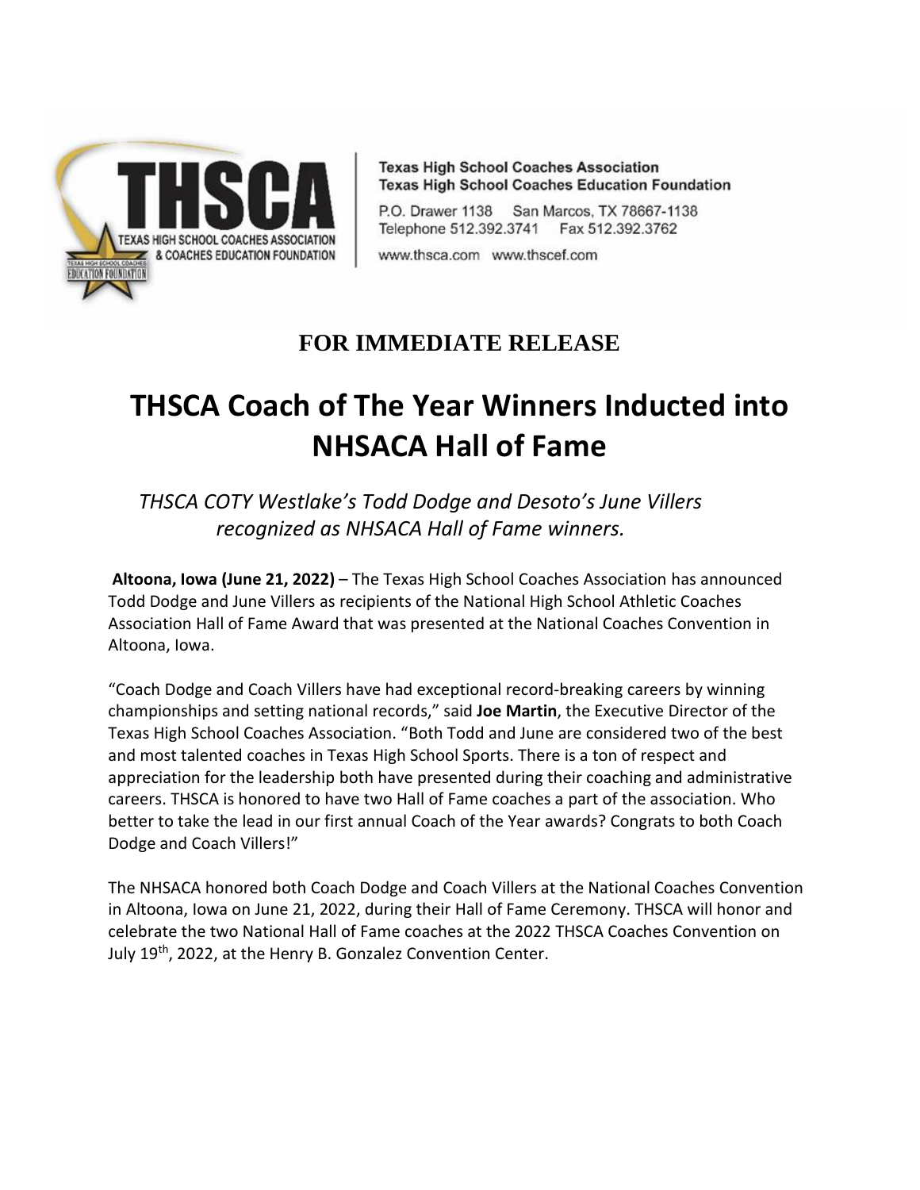Texas High School Coaches Association
Texas High School Coaches Education Foundation

P.O. Drawer 1138 San Marcos, TX 78667-1138
Telephone 512.392.3741 Fax 512.392.3762

www.thsca.com www.thscef.com

## FOR IMMEDIATE RELEASE

# THSCA Coach of The Year Winners Inducted into NHSACA Hall of Fame

*THSCA COTY Westlake's Todd Dodge and Desoto's June Villers recognized as NHSACA Hall of Fame winners.*

**Altoona, Iowa (June 21, 2022)** – The Texas High School Coaches Association has announced Todd Dodge and June Villers as recipients of the National High School Athletic Coaches Association Hall of Fame Award that was presented at the National Coaches Convention in Altoona, Iowa.

"Coach Dodge and Coach Villers have had exceptional record-breaking careers by winning championships and setting national records," said **Joe Martin**, the Executive Director of the Texas High School Coaches Association. "Both Todd and June are considered two of the best and most talented coaches in Texas High School Sports. There is a ton of respect and appreciation for the leadership both have presented during their coaching and administrative careers. THSCA is honored to have two Hall of Fame coaches a part of the association. Who better to take the lead in our first annual Coach of the Year awards? Congrats to both Coach Dodge and Coach Villers!"

The NHSACA honored both Coach Dodge and Coach Villers at the National Coaches Convention in Altoona, Iowa on June 21, 2022, during their Hall of Fame Ceremony. THSCA will honor and celebrate the two National Hall of Fame coaches at the 2022 THSCA Coaches Convention on July 19th, 2022, at the Henry B. Gonzalez Convention Center.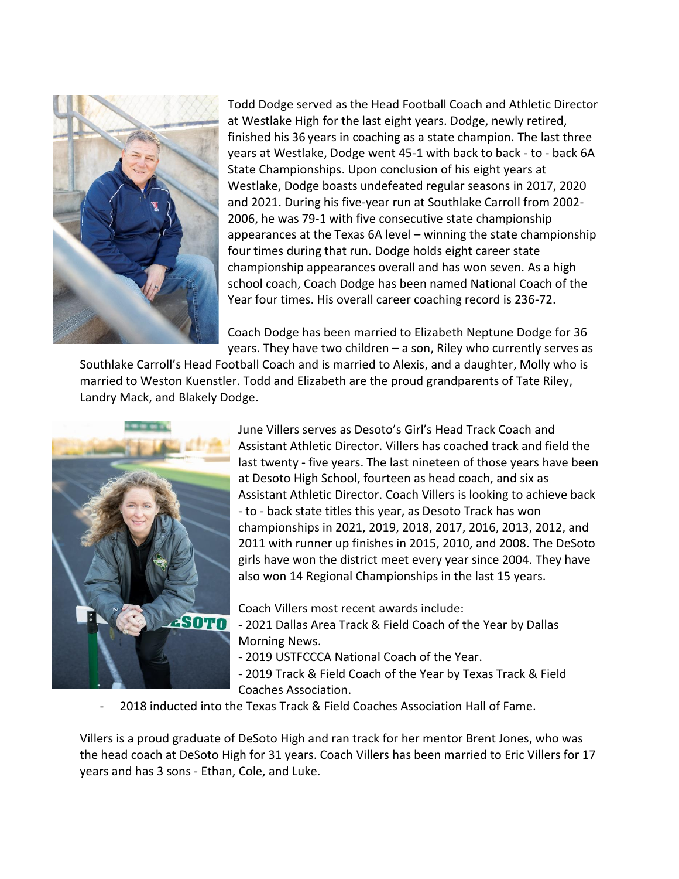Todd Dodge served as the Head Football Coach and Athletic Director at Westlake High for the last eight years. Dodge, newly retired, finished his 36 years in coaching as a state champion. The last three years at Westlake, Dodge went 45-1 with back to back - to - back 6A State Championships. Upon conclusion of his eight years at Westlake, Dodge boasts undefeated regular seasons in 2017, 2020 and 2021. During his five-year run at Southlake Carroll from 2002-2006, he was 79-1 with five consecutive state championship appearances at the Texas 6A level – winning the state championship four times during that run. Dodge holds eight career state championship appearances overall and has won seven. As a high school coach, Coach Dodge has been named National Coach of the Year four times. His overall career coaching record is 236-72.

Coach Dodge has been married to Elizabeth Neptune Dodge for 36 years. They have two children – a son, Riley who currently serves as Southlake Carroll's Head Football Coach and is married to Alexis, and a daughter, Molly who is married to Weston Kuenstler. Todd and Elizabeth are the proud grandparents of Tate Riley, Landry Mack, and Blakely Dodge.

June Villers serves as Desoto's Girl's Head Track Coach and Assistant Athletic Director. Villers has coached track and field the last twenty - five years. The last nineteen of those years have been at Desoto High School, fourteen as head coach, and six as Assistant Athletic Director. Coach Villers is looking to achieve back - to - back state titles this year, as Desoto Track has won championships in 2021, 2019, 2018, 2017, 2016, 2013, 2012, and 2011 with runner up finishes in 2015, 2010, and 2008. The DeSoto girls have won the district meet every year since 2004. They have also won 14 Regional Championships in the last 15 years.

Coach Villers most recent awards include:

- 2021 Dallas Area Track & Field Coach of the Year by Dallas Morning News.
- 2019 USTFCCCA National Coach of the Year.
- 2019 Track & Field Coach of the Year by Texas Track & Field Coaches Association.
- 2018 inducted into the Texas Track & Field Coaches Association Hall of Fame.

Villers is a proud graduate of DeSoto High and ran track for her mentor Brent Jones, who was the head coach at DeSoto High for 31 years. Coach Villers has been married to Eric Villers for 17 years and has 3 sons - Ethan, Cole, and Luke.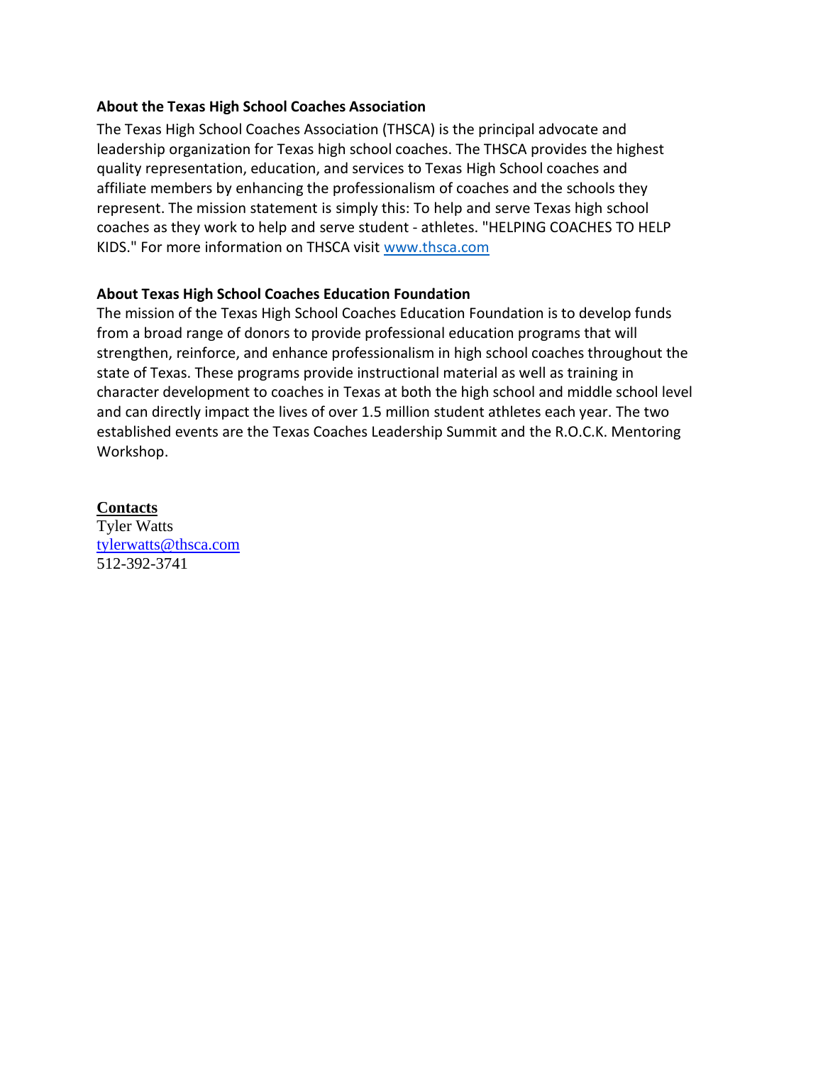**About the Texas High School Coaches Association**

The Texas High School Coaches Association (THSCA) is the principal advocate and leadership organization for Texas high school coaches. The THSCA provides the highest quality representation, education, and services to Texas High School coaches and affiliate members by enhancing the professionalism of coaches and the schools they represent. The mission statement is simply this: To help and serve Texas high school coaches as they work to help and serve student - athletes. "HELPING COACHES TO HELP KIDS." For more information on THSCA visit [www.thsca.com](http://www.thsca.com)

**About Texas High School Coaches Education Foundation**

The mission of the Texas High School Coaches Education Foundation is to develop funds from a broad range of donors to provide professional education programs that will strengthen, reinforce, and enhance professionalism in high school coaches throughout the state of Texas. These programs provide instructional material as well as training in character development to coaches in Texas at both the high school and middle school level and can directly impact the lives of over 1.5 million student athletes each year. The two established events are the Texas Coaches Leadership Summit and the R.O.C.K. Mentoring Workshop.

**Contacts**

Tyler Watts
[tylerwatts@thsca.com](mailto:tylerwatts@thsca.com)
512-392-3741